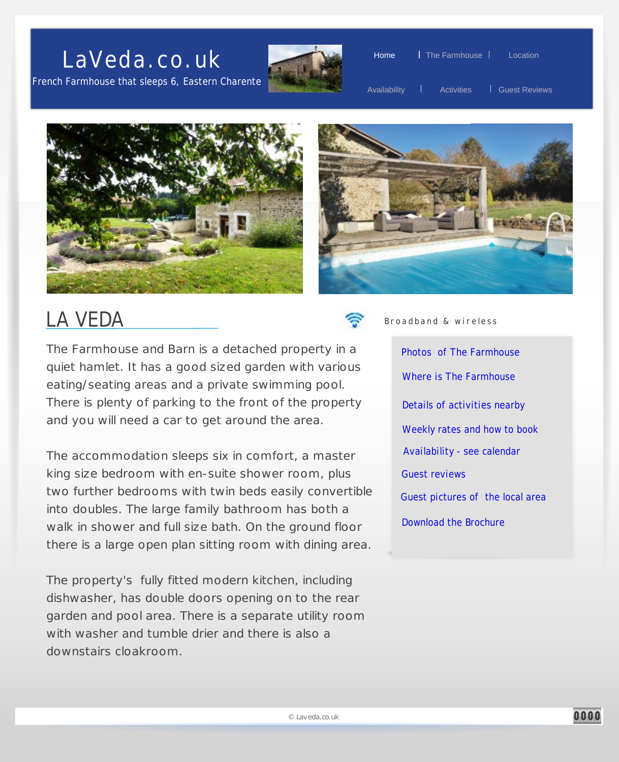# LaVeda.co.uk

French Farmhouse that sleeps 6, Eastern Charente

Home | The Farmhouse | Location

Availability | Activities | Guest Reviews

## LA VEDA

The Farmhouse and Barn is a detached property in a quiet hamlet. It has a good sized garden with various eating/seating areas and a private swimming pool. There is plenty of parking to the front of the property and you will need a car to get around the area.

The accommodation sleeps six in comfort, a master king size bedroom with en-suite shower room, plus two further bedrooms with twin beds easily convertible into doubles. The large family bathroom has both a walk in shower and full size bath. On the ground floor there is a large open plan sitting room with dining area.

The property's fully fitted modern kitchen, including dishwasher, has double doors opening on to the rear garden and pool area. There is a separate utility room with washer and tumble drier and there is also a downstairs cloakroom.

Broadband & wireless

- Photos of The Farmhouse
- Where is The Farmhouse
- Details of activities nearby
- Weekly rates and how to book
- Availability - see calendar
- Guest reviews
- Guest pictures of the local area
- Download the Brochure

© Laveda.co.uk

0000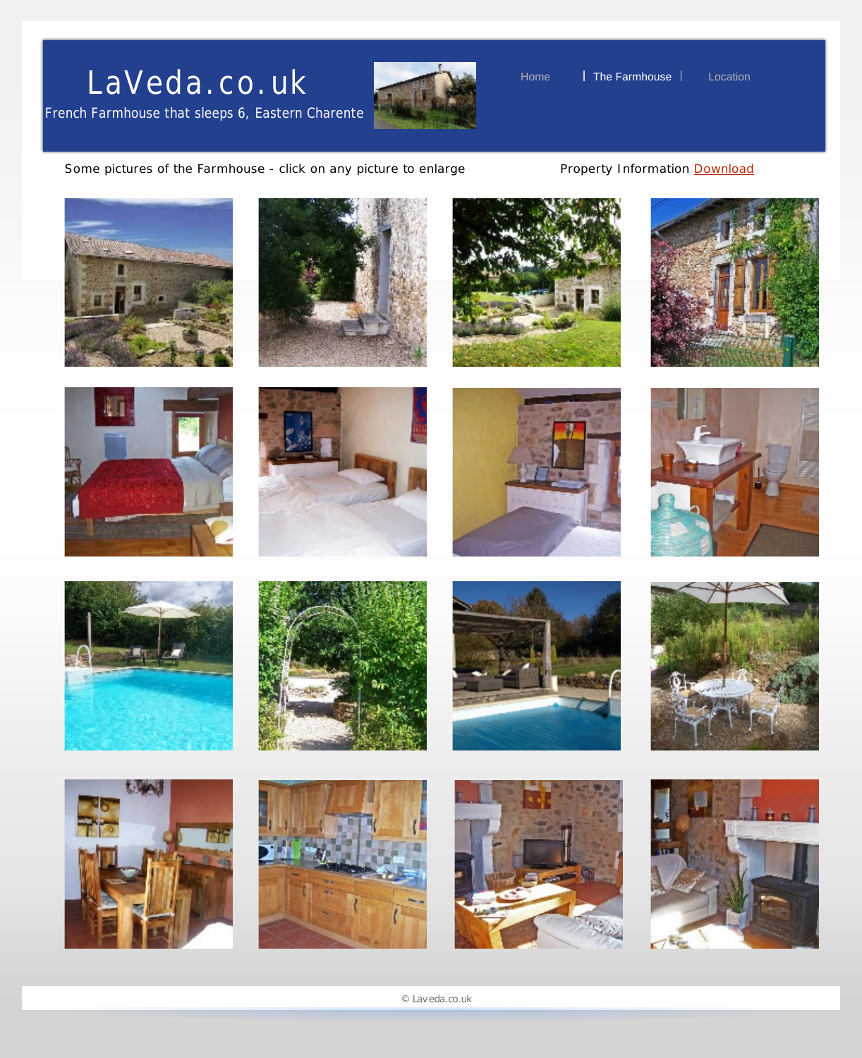# LaVeda.co.uk

French Farmhouse that sleeps 6, Eastern Charente

Home | The Farmhouse | Location

Some pictures of the Farmhouse - click on any picture to enlarge

Property Information Download

© Laveda.co.uk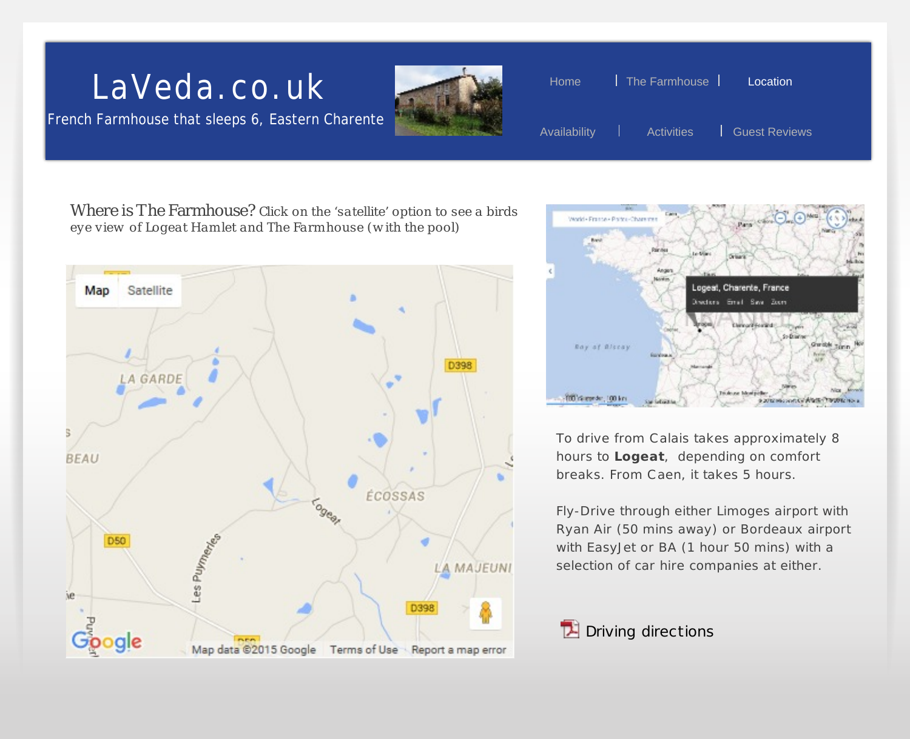# LaVeda.co.uk

French Farmhouse that sleeps 6, Eastern Charente

Home | The Farmhouse | Location

Availability | Activities | Guest Reviews

Where is The Farmhouse? Click on the 'satellite' option to see a birds eye view of Logeat Hamlet and The Farmhouse (with the pool)

To drive from Calais takes approximately 8 hours to **Logeat**, depending on comfort breaks. From Caen, it takes 5 hours.

Fly-Drive through either Limoges airport with Ryan Air (50 mins away) or Bordeaux airport with EasyJet or BA (1 hour 50 mins) with a selection of car hire companies at either.

Driving directions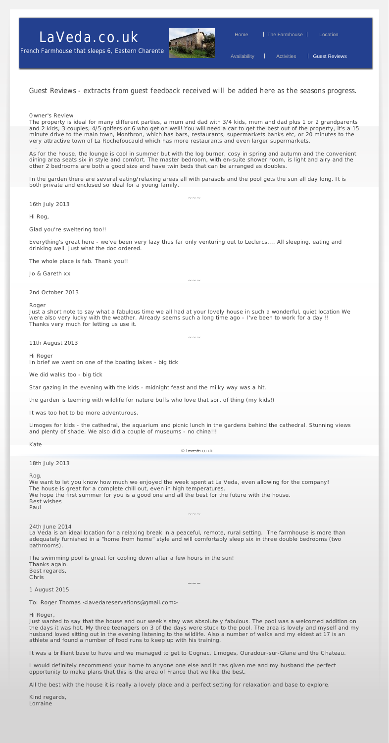# LaVeda.co.uk

French Farmhouse that sleeps 6, Eastern Charente

Home | The Farmhouse | Location

Availability | Activities | Guest Reviews

*Guest Reviews - extracts from guest feedback received will be added here as the seasons progress.*

Owner's Review

The property is ideal for many different parties, a mum and dad with 3/4 kids, mum and dad plus 1 or 2 grandparents and 2 kids, 3 couples, 4/5 golfers or 6 who get on well! You will need a car to get the best out of the property, it's a 15 minute drive to the main town, Montbron, which has bars, restaurants, supermarkets banks etc, or 20 minutes to the very attractive town of La Rochefoucauld which has more restaurants and even larger supermarkets.

As for the house, the lounge is cool in summer but with the log burner, cosy in spring and autumn and the convenient dining area seats six in style and comfort. The master bedroom, with en-suite shower room, is light and airy and the other 2 bedrooms are both a good size and have twin beds that can be arranged as doubles.

In the garden there are several eating/relaxing areas all with parasols and the pool gets the sun all day long. It is both private and enclosed so ideal for a young family.

~~~

16th July 2013

Hi Rog,

Glad you're sweltering too!!

Everything's great here - we've been very lazy thus far only venturing out to Leclercs.... All sleeping, eating and drinking well. Just what the doc ordered.

The whole place is fab. Thank you!!

Jo & Gareth xx

~~~

2nd October 2013

Roger

Just a short note to say what a fabulous time we all had at your lovely house in such a wonderful, quiet location We were also very lucky with the weather. Already seems such a long time ago - I've been to work for a day !! Thanks very much for letting us use it.

~~~

11th August 2013

Hi Roger

In brief we went on one of the boating lakes - big tick

We did walks too - big tick

Star gazing in the evening with the kids - midnight feast and the milky way was a hit.

the garden is teeming with wildlife for nature buffs who love that sort of thing (my kids!)

It was too hot to be more adventurous.

Limoges for kids - the cathedral, the aquarium and picnic lunch in the gardens behind the cathedral. Stunning views and plenty of shade. We also did a couple of museums - no china!!!

Kate

© Laveda.co.uk

18th July 2013

Rog,

We want to let you know how much we enjoyed the week spent at La Veda, even allowing for the company!
The house is great for a complete chill out, even in high temperatures.
We hope the first summer for you is a good one and all the best for the future with the house.
Best wishes
Paul

~~~

24th June 2014

La Veda is an ideal location for a relaxing break in a peaceful, remote, rural setting. The farmhouse is more than adequately furnished in a "home from home" style and will comfortably sleep six in three double bedrooms (two bathrooms).

The swimming pool is great for cooling down after a few hours in the sun!
Thanks again.
Best regards,
Chris

~~~

1 August 2015

To: Roger Thomas <lavedareservations@gmail.com>

Hi Roger,

Just wanted to say that the house and our week's stay was absolutely fabulous. The pool was a welcomed addition on the days it was hot. My three teenagers on 3 of the days were stuck to the pool. The area is lovely and myself and my husband loved sitting out in the evening listening to the wildlife. Also a number of walks and my eldest at 17 is an athlete and found a number of food runs to keep up with his training.

It was a brilliant base to have and we managed to get to Cognac, Limoges, Ouradour-sur-Glane and the Chateau.

I would definitely recommend your home to anyone one else and it has given me and my husband the perfect opportunity to make plans that this is the area of France that we like the best.

All the best with the house it is really a lovely place and a perfect setting for relaxation and base to explore.

Kind regards,
Lorraine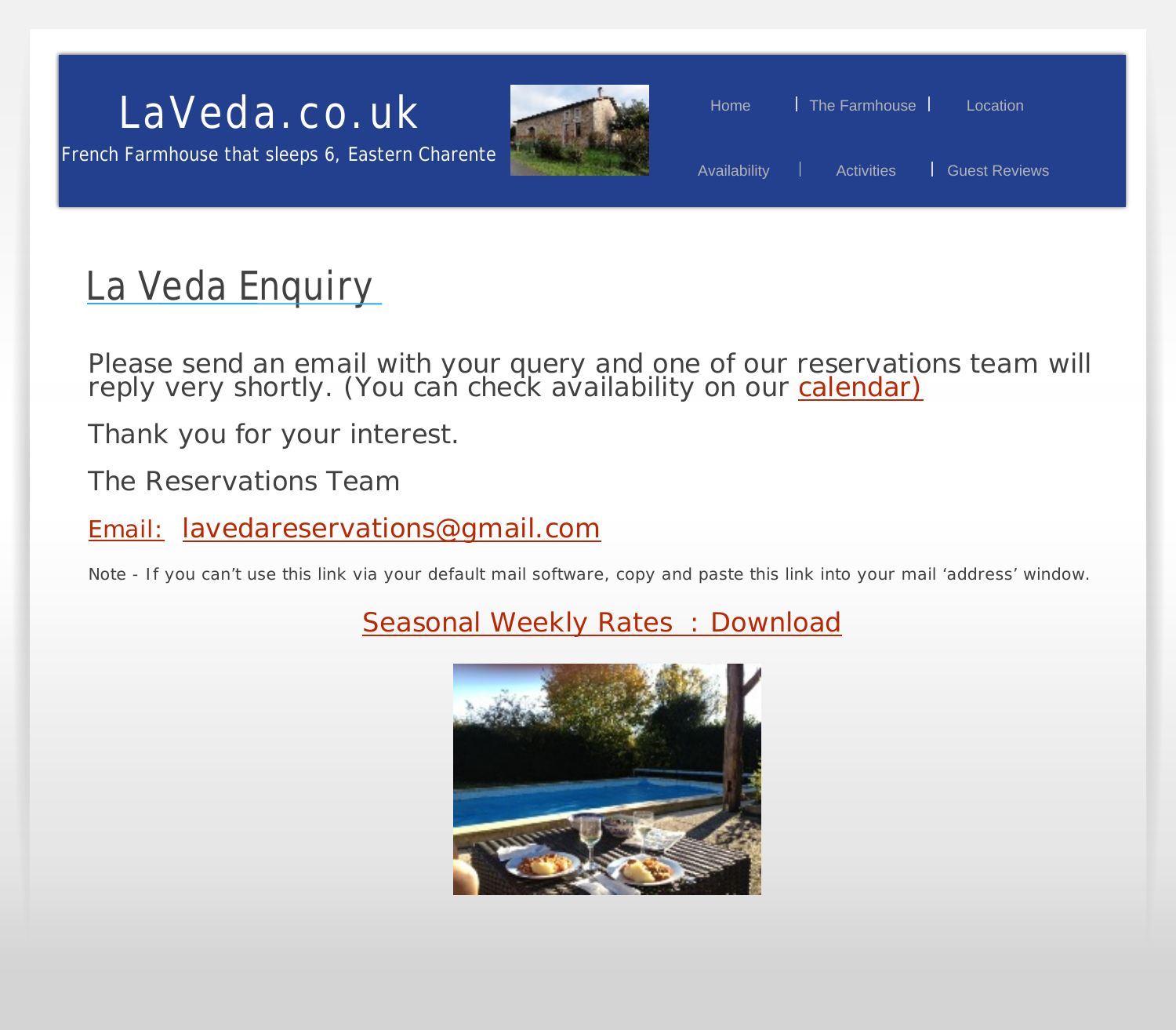LaVeda.co.uk

French Farmhouse that sleeps 6, Eastern Charente

Home | The Farmhouse | Location

Availability | Activities | Guest Reviews

# La Veda Enquiry

Please send an email with your query and one of our reservations team will reply very shortly. (You can check availability on our calendar)

Thank you for your interest.

The Reservations Team

Email: lavedareservations@gmail.com

Note - If you can't use this link via your default mail software, copy and paste this link into your mail 'address' window.

Seasonal Weekly Rates : Download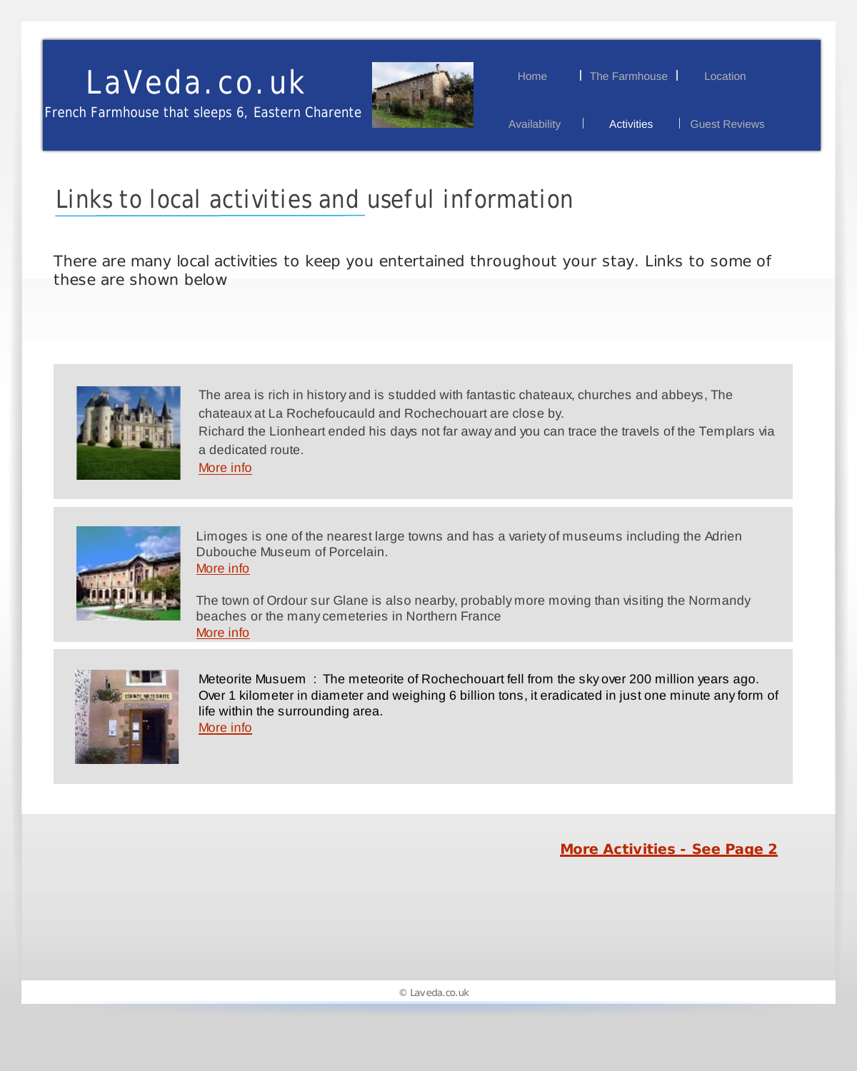# LaVeda.co.uk

French Farmhouse that sleeps 6, Eastern Charente

Home | The Farmhouse | Location

Availability | Activities | Guest Reviews

## Links to local activities and useful information

There are many local activities to keep you entertained throughout your stay. Links to some of these are shown below

The area is rich in history and is studded with fantastic chateaux, churches and abbeys, The chateaux at La Rochefoucauld and Rochechouart are close by.
Richard the Lionheart ended his days not far away and you can trace the travels of the Templars via a dedicated route.
More info

Limoges is one of the nearest large towns and has a variety of museums including the Adrien Dubouche Museum of Porcelain.
More info

The town of Ordour sur Glane is also nearby, probably more moving than visiting the Normandy beaches or the many cemeteries in Northern France
More info

Meteorite Musuem : The meteorite of Rochechouart fell from the sky over 200 million years ago. Over 1 kilometer in diameter and weighing 6 billion tons, it eradicated in just one minute any form of life within the surrounding area.
More info

**More Activities - See Page 2**

© Laveda.co.uk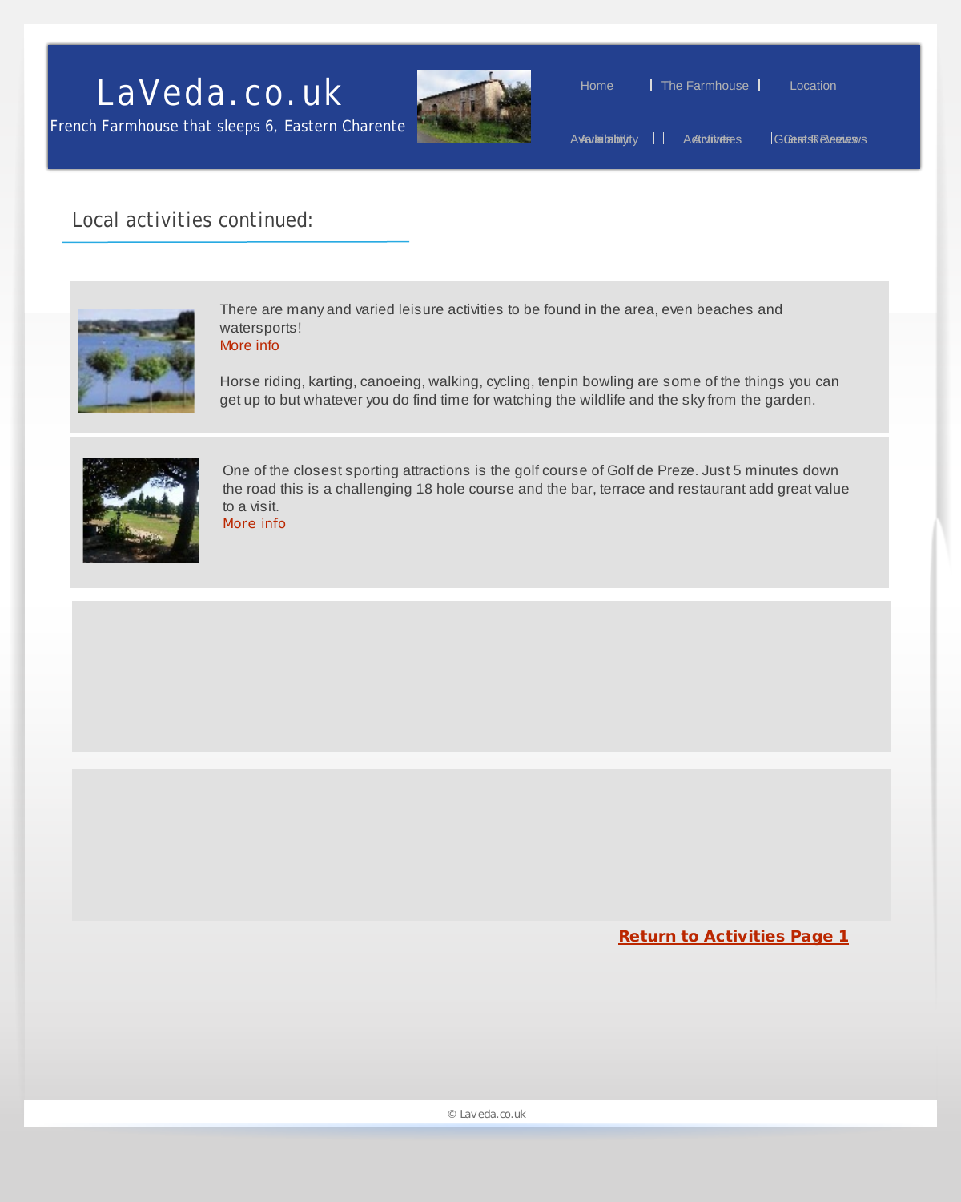LaVeda.co.uk

French Farmhouse that sleeps 6, Eastern Charente

Home | The Farmhouse | Location

Availability | Activities | Guest Reviews

## Local activities continued:

There are many and varied leisure activities to be found in the area, even beaches and watersports!
More info

Horse riding, karting, canoeing, walking, cycling, tenpin bowling are some of the things you can get up to but whatever you do find time for watching the wildlife and the sky from the garden.

One of the closest sporting attractions is the golf course of Golf de Preze. Just 5 minutes down the road this is a challenging 18 hole course and the bar, terrace and restaurant add great value to a visit.
More info

**Return to Activities Page 1**

© Laveda.co.uk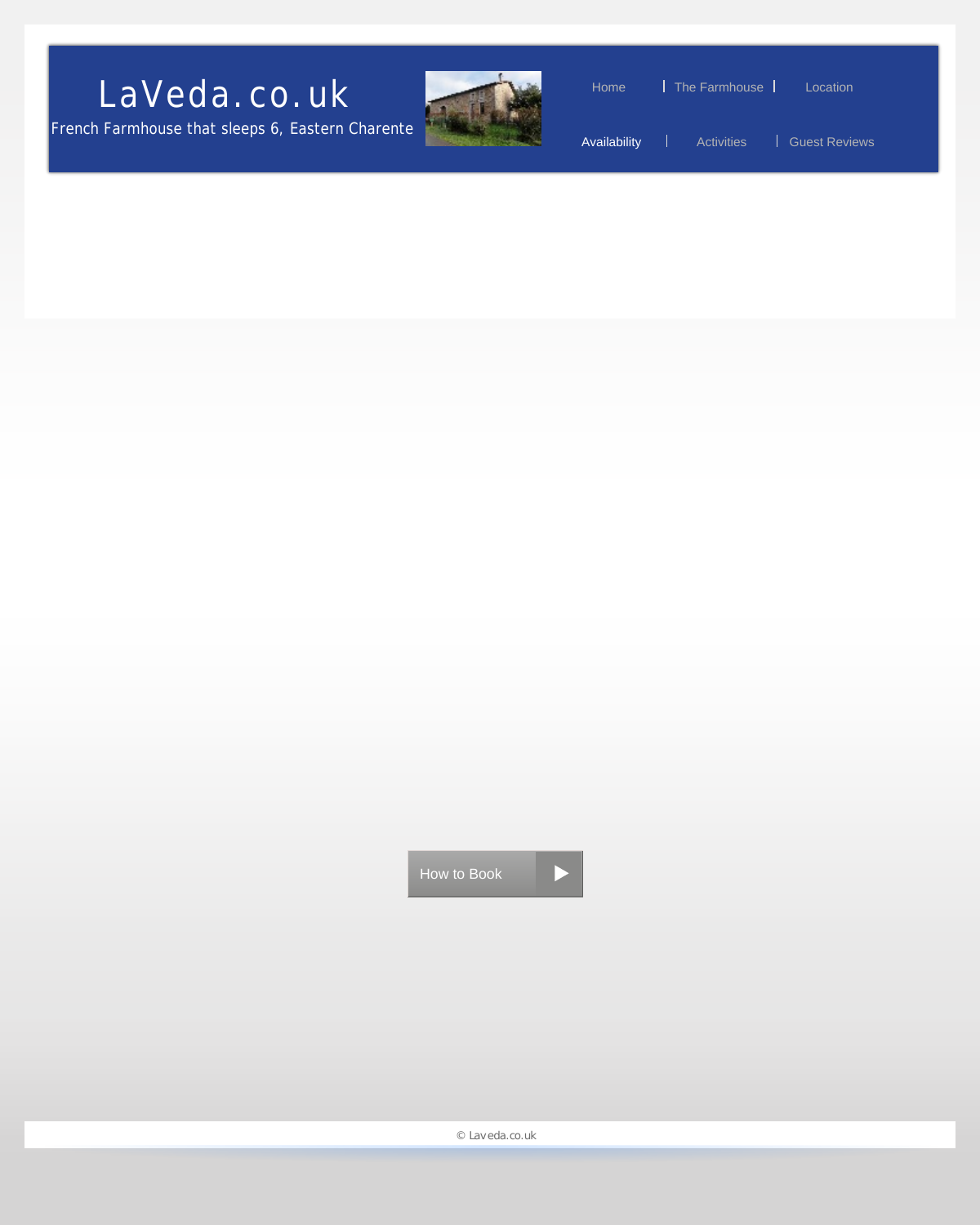# LaVeda.co.uk

French Farmhouse that sleeps 6, Eastern Charente

Home | The Farmhouse | Location

Availability | Activities | Guest Reviews

How to Book

© Laveda.co.uk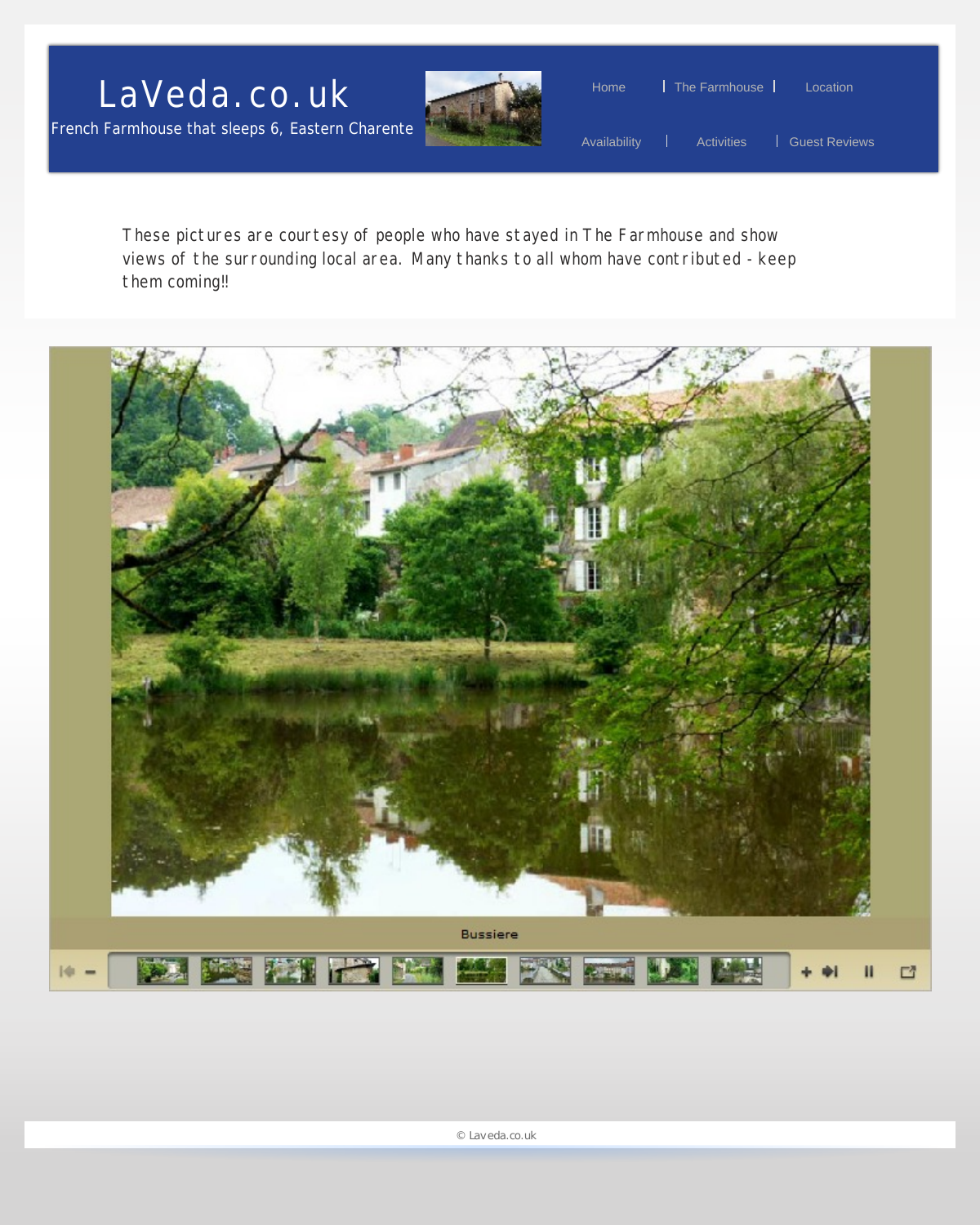# LaVeda.co.uk

French Farmhouse that sleeps 6, Eastern Charente

Home | The Farmhouse | Location

Availability | Activities | Guest Reviews

These pictures are courtesy of people who have stayed in The Farmhouse and show views of the surrounding local area. Many thanks to all whom have contributed - keep them coming!!

Bussiere

© Laveda.co.uk